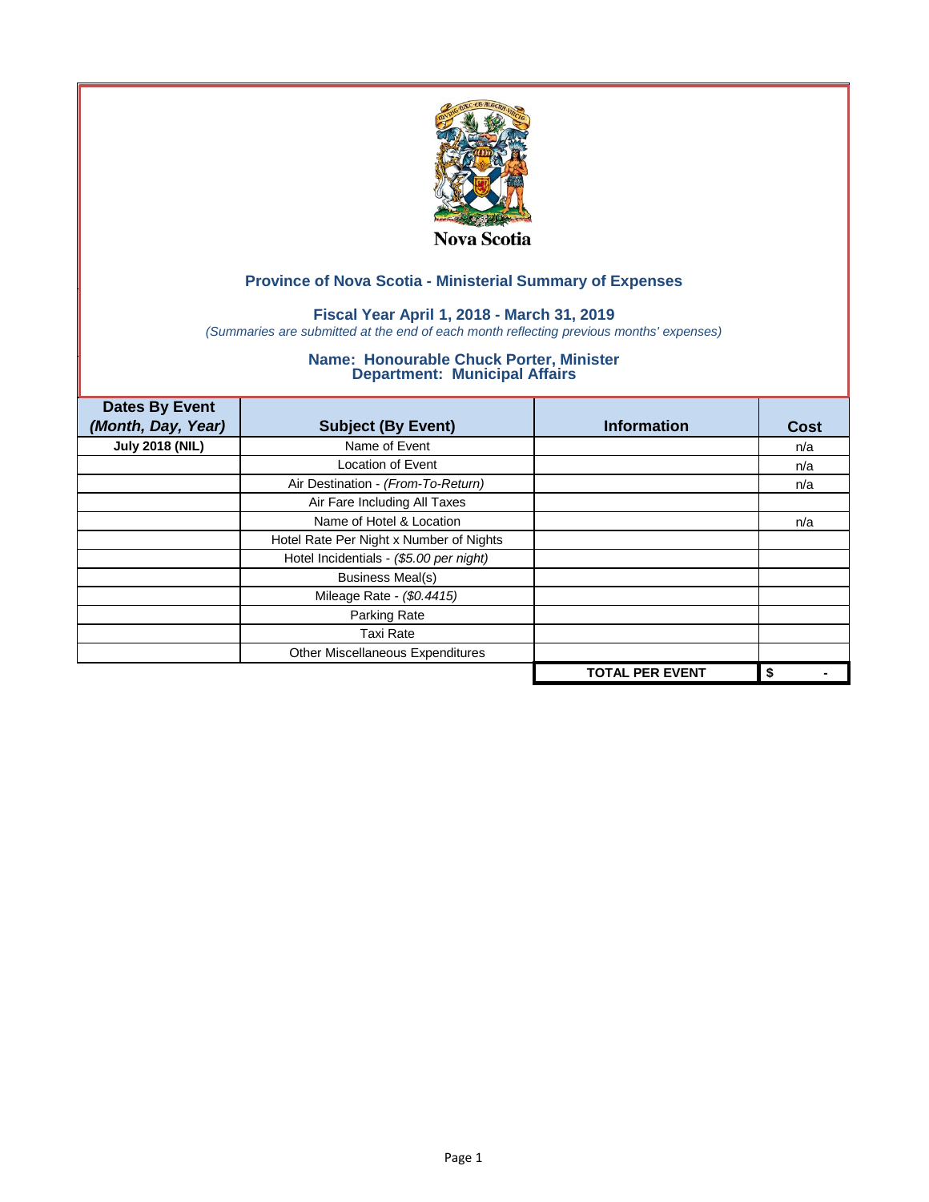Nova Scotia

## Province of Nova Scotia - Ministerial Summary of Expenses

### Fiscal Year April 1, 2018 - March 31, 2019

*(Summaries are submitted at the end of each month reflecting previous months' expenses)*

### Name: Honourable Chuck Porter, Minister
### Department: Municipal Affairs

| Dates By Event *(Month, Day, Year)* | Subject (By Event) | Information | Cost |
|---|---|---|---|
| **July 2018 (NIL)** | Name of Event | | n/a |
| | Location of Event | | n/a |
| | Air Destination - *(From-To-Return)* | | n/a |
| | Air Fare Including All Taxes | | |
| | Name of Hotel & Location | | n/a |
| | Hotel Rate Per Night x Number of Nights | | |
| | Hotel Incidentials - *($5.00 per night)* | | |
| | Business Meal(s) | | |
| | Mileage Rate - *($0.4415)* | | |
| | Parking Rate | | |
| | Taxi Rate | | |
| | Other Miscellaneous Expenditures | | |
| | | **TOTAL PER EVENT** | **$ -** |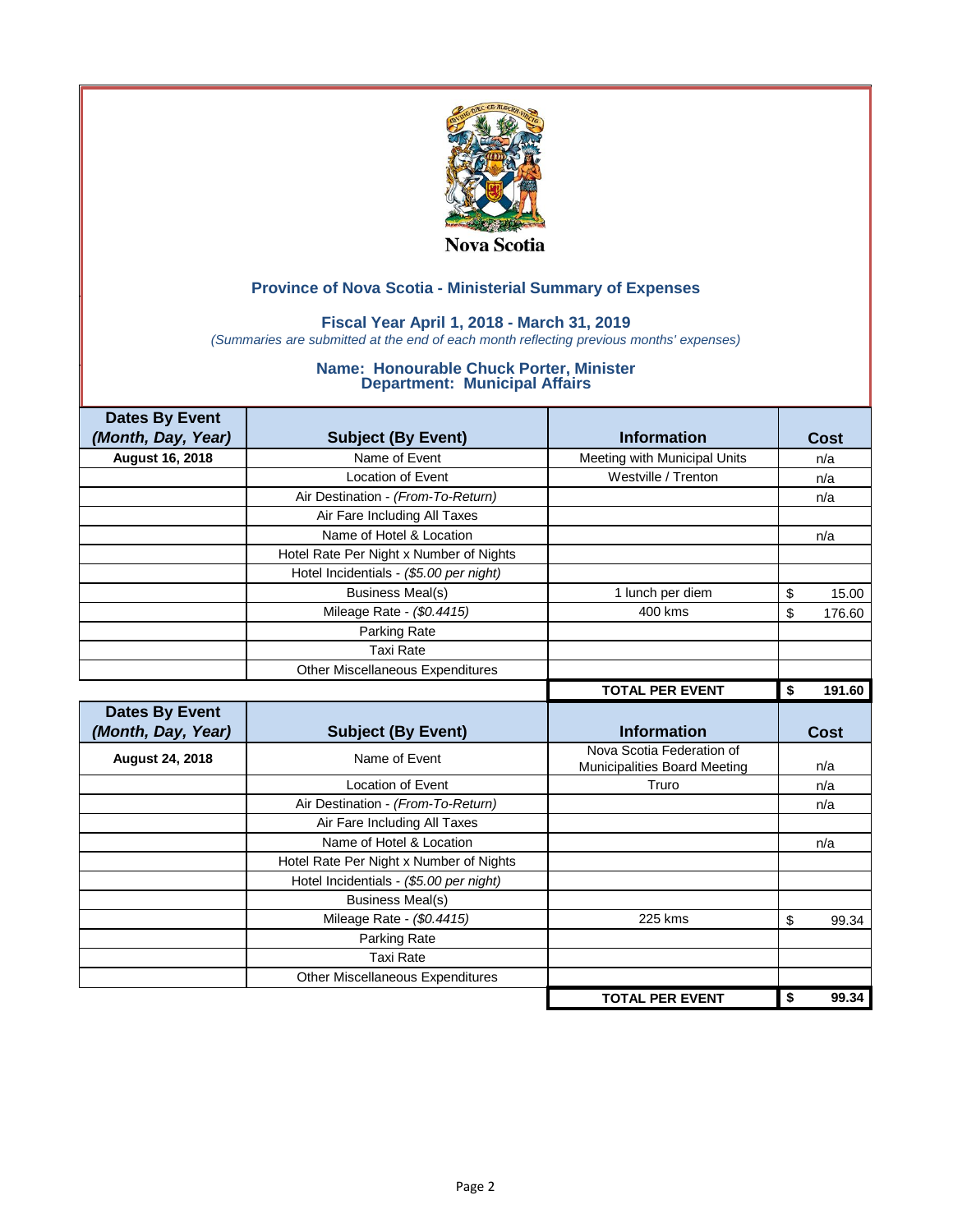Nova Scotia

## Province of Nova Scotia - Ministerial Summary of Expenses

### Fiscal Year April 1, 2018 - March 31, 2019

*(Summaries are submitted at the end of each month reflecting previous months' expenses)*

### Name: Honourable Chuck Porter, Minister
### Department: Municipal Affairs

| Dates By Event *(Month, Day, Year)* | Subject (By Event) | Information | Cost |
|---|---|---|---|
| **August 16, 2018** | Name of Event | Meeting with Municipal Units | n/a |
| | Location of Event | Westville / Trenton | n/a |
| | Air Destination - *(From-To-Return)* | | n/a |
| | Air Fare Including All Taxes | | |
| | Name of Hotel & Location | | n/a |
| | Hotel Rate Per Night x Number of Nights | | |
| | Hotel Incidentials - *($5.00 per night)* | | |
| | Business Meal(s) | 1 lunch per diem | $ 15.00 |
| | Mileage Rate - *($0.4415)* | 400 kms | $ 176.60 |
| | Parking Rate | | |
| | Taxi Rate | | |
| | Other Miscellaneous Expenditures | | |
| | | **TOTAL PER EVENT** | **$ 191.60** |

| Dates By Event *(Month, Day, Year)* | Subject (By Event) | Information | Cost |
|---|---|---|---|
| **August 24, 2018** | Name of Event | Nova Scotia Federation of Municipalities Board Meeting | n/a |
| | Location of Event | Truro | n/a |
| | Air Destination - *(From-To-Return)* | | n/a |
| | Air Fare Including All Taxes | | |
| | Name of Hotel & Location | | n/a |
| | Hotel Rate Per Night x Number of Nights | | |
| | Hotel Incidentials - *($5.00 per night)* | | |
| | Business Meal(s) | | |
| | Mileage Rate - *($0.4415)* | 225 kms | $ 99.34 |
| | Parking Rate | | |
| | Taxi Rate | | |
| | Other Miscellaneous Expenditures | | |
| | | **TOTAL PER EVENT** | **$ 99.34** |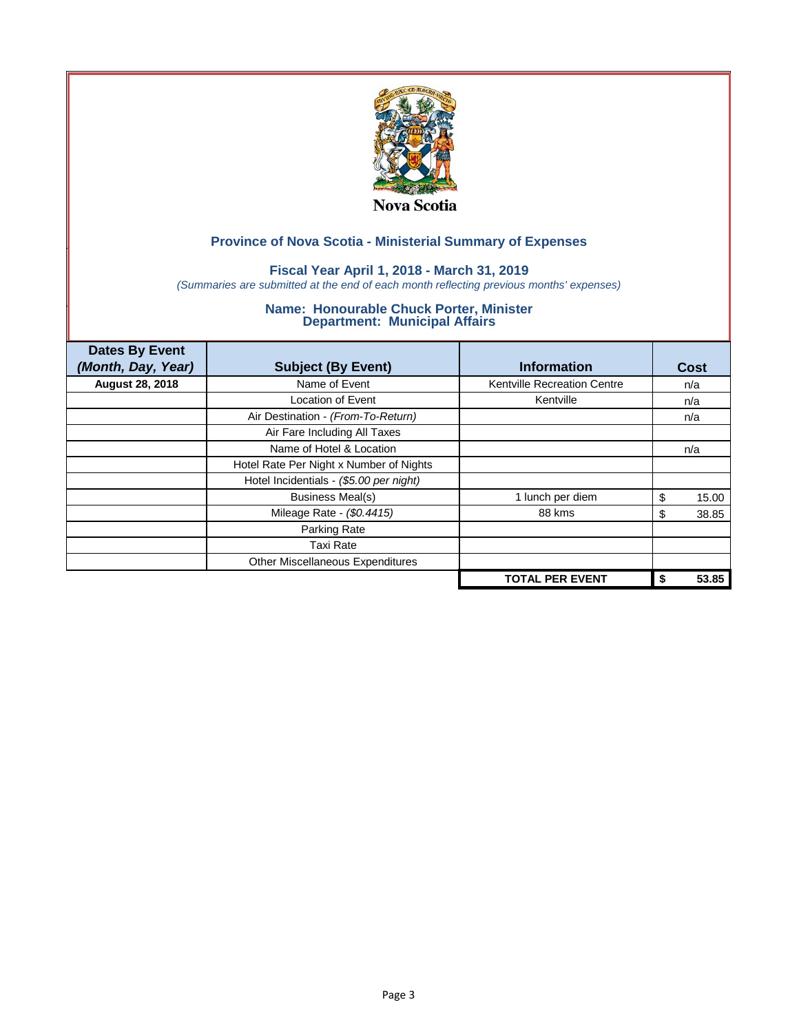Nova Scotia

## Province of Nova Scotia - Ministerial Summary of Expenses

### Fiscal Year April 1, 2018 - March 31, 2019

*(Summaries are submitted at the end of each month reflecting previous months' expenses)*

### Name: Honourable Chuck Porter, Minister
### Department: Municipal Affairs

| Dates By Event *(Month, Day, Year)* | Subject (By Event) | Information | Cost |
|---|---|---|---|
| **August 28, 2018** | Name of Event | Kentville Recreation Centre | n/a |
| | Location of Event | Kentville | n/a |
| | Air Destination - *(From-To-Return)* | | n/a |
| | Air Fare Including All Taxes | | |
| | Name of Hotel & Location | | n/a |
| | Hotel Rate Per Night x Number of Nights | | |
| | Hotel Incidentials - *($5.00 per night)* | | |
| | Business Meal(s) | 1 lunch per diem | $ 15.00 |
| | Mileage Rate - *($0.4415)* | 88 kms | $ 38.85 |
| | Parking Rate | | |
| | Taxi Rate | | |
| | Other Miscellaneous Expenditures | | |
| | | **TOTAL PER EVENT** | **$ 53.85** |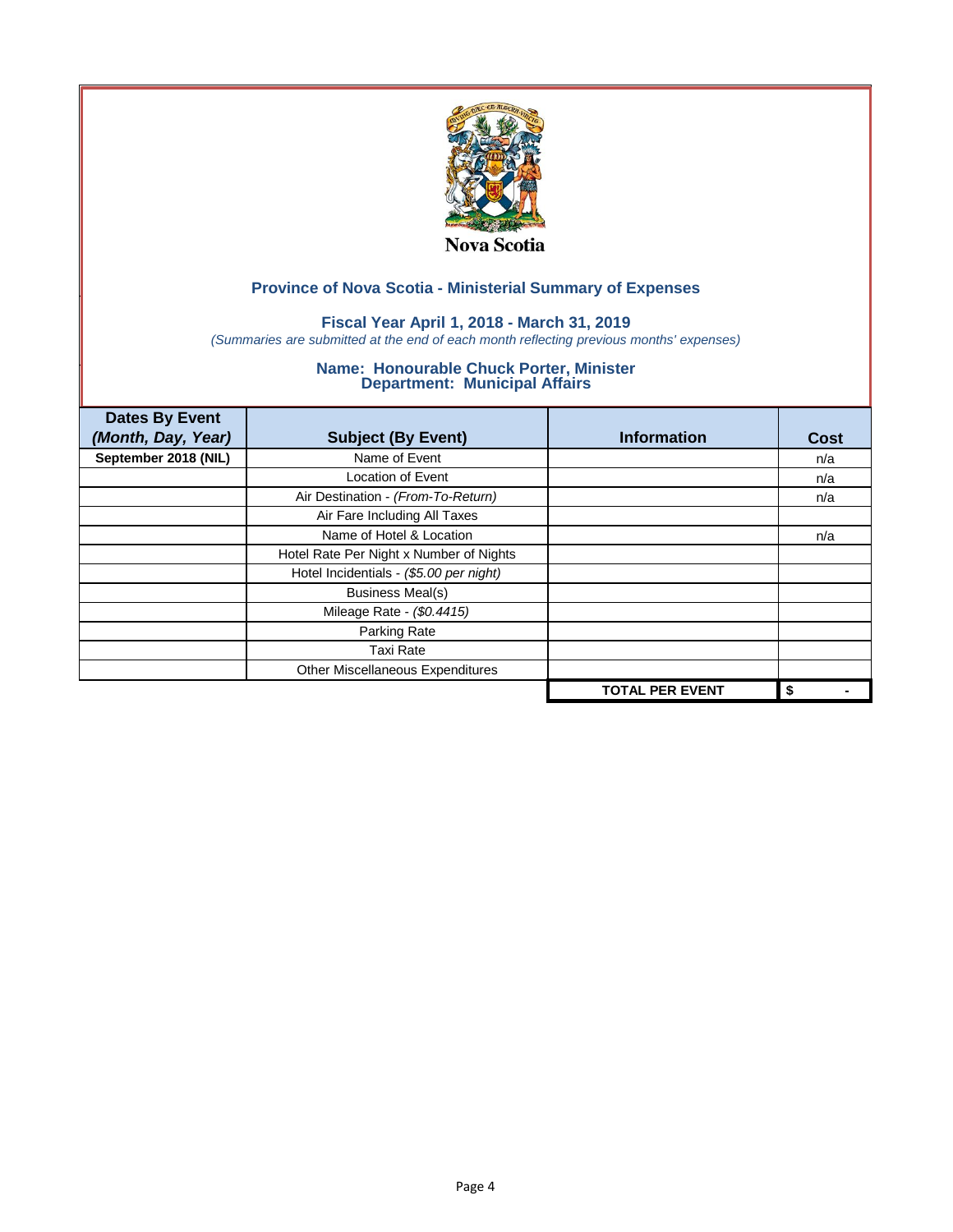Nova Scotia

## Province of Nova Scotia - Ministerial Summary of Expenses

### Fiscal Year April 1, 2018 - March 31, 2019

*(Summaries are submitted at the end of each month reflecting previous months' expenses)*

### Name: Honourable Chuck Porter, Minister
### Department: Municipal Affairs

| Dates By Event *(Month, Day, Year)* | Subject (By Event) | Information | Cost |
|---|---|---|---|
| **September 2018 (NIL)** | Name of Event | | n/a |
| | Location of Event | | n/a |
| | Air Destination - *(From-To-Return)* | | n/a |
| | Air Fare Including All Taxes | | |
| | Name of Hotel & Location | | n/a |
| | Hotel Rate Per Night x Number of Nights | | |
| | Hotel Incidentials - *($5.00 per night)* | | |
| | Business Meal(s) | | |
| | Mileage Rate - *($0.4415)* | | |
| | Parking Rate | | |
| | Taxi Rate | | |
| | Other Miscellaneous Expenditures | | |
| | | **TOTAL PER EVENT** | **$ -** |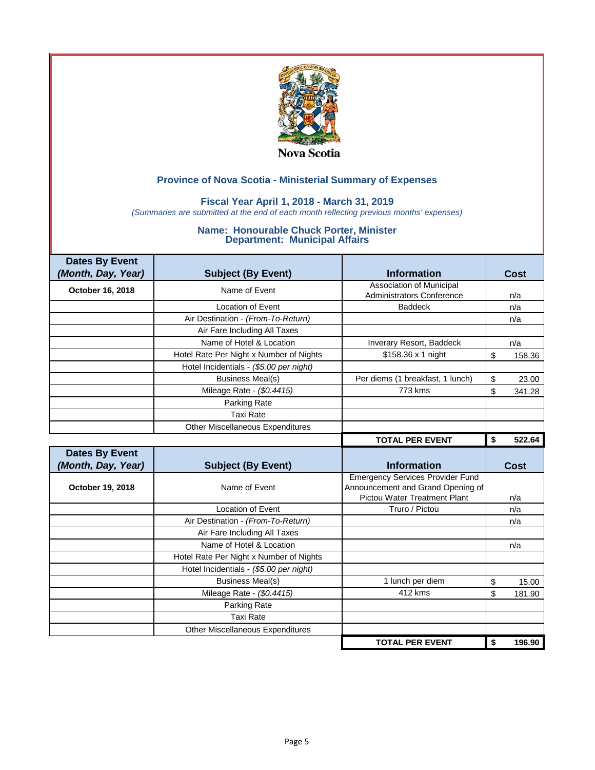Nova Scotia

## Province of Nova Scotia - Ministerial Summary of Expenses

### Fiscal Year April 1, 2018 - March 31, 2019

*(Summaries are submitted at the end of each month reflecting previous months' expenses)*

### Name: Honourable Chuck Porter, Minister
### Department: Municipal Affairs

| Dates By Event *(Month, Day, Year)* | Subject (By Event) | Information | Cost |
|---|---|---|---|
| **October 16, 2018** | Name of Event | Association of Municipal Administrators Conference | n/a |
| | Location of Event | Baddeck | n/a |
| | Air Destination - *(From-To-Return)* | | n/a |
| | Air Fare Including All Taxes | | |
| | Name of Hotel & Location | Inverary Resort, Baddeck | n/a |
| | Hotel Rate Per Night x Number of Nights | $158.36 x 1 night | $ 158.36 |
| | Hotel Incidentials - *($5.00 per night)* | | |
| | Business Meal(s) | Per diems (1 breakfast, 1 lunch) | $ 23.00 |
| | Mileage Rate - *($0.4415)* | 773 kms | $ 341.28 |
| | Parking Rate | | |
| | Taxi Rate | | |
| | Other Miscellaneous Expenditures | | |
| | | **TOTAL PER EVENT** | **$ 522.64** |

| Dates By Event *(Month, Day, Year)* | Subject (By Event) | Information | Cost |
|---|---|---|---|
| **October 19, 2018** | Name of Event | Emergency Services Provider Fund Announcement and Grand Opening of Pictou Water Treatment Plant | n/a |
| | Location of Event | Truro / Pictou | n/a |
| | Air Destination - *(From-To-Return)* | | n/a |
| | Air Fare Including All Taxes | | |
| | Name of Hotel & Location | | n/a |
| | Hotel Rate Per Night x Number of Nights | | |
| | Hotel Incidentials - *($5.00 per night)* | | |
| | Business Meal(s) | 1 lunch per diem | $ 15.00 |
| | Mileage Rate - *($0.4415)* | 412 kms | $ 181.90 |
| | Parking Rate | | |
| | Taxi Rate | | |
| | Other Miscellaneous Expenditures | | |
| | | **TOTAL PER EVENT** | **$ 196.90** |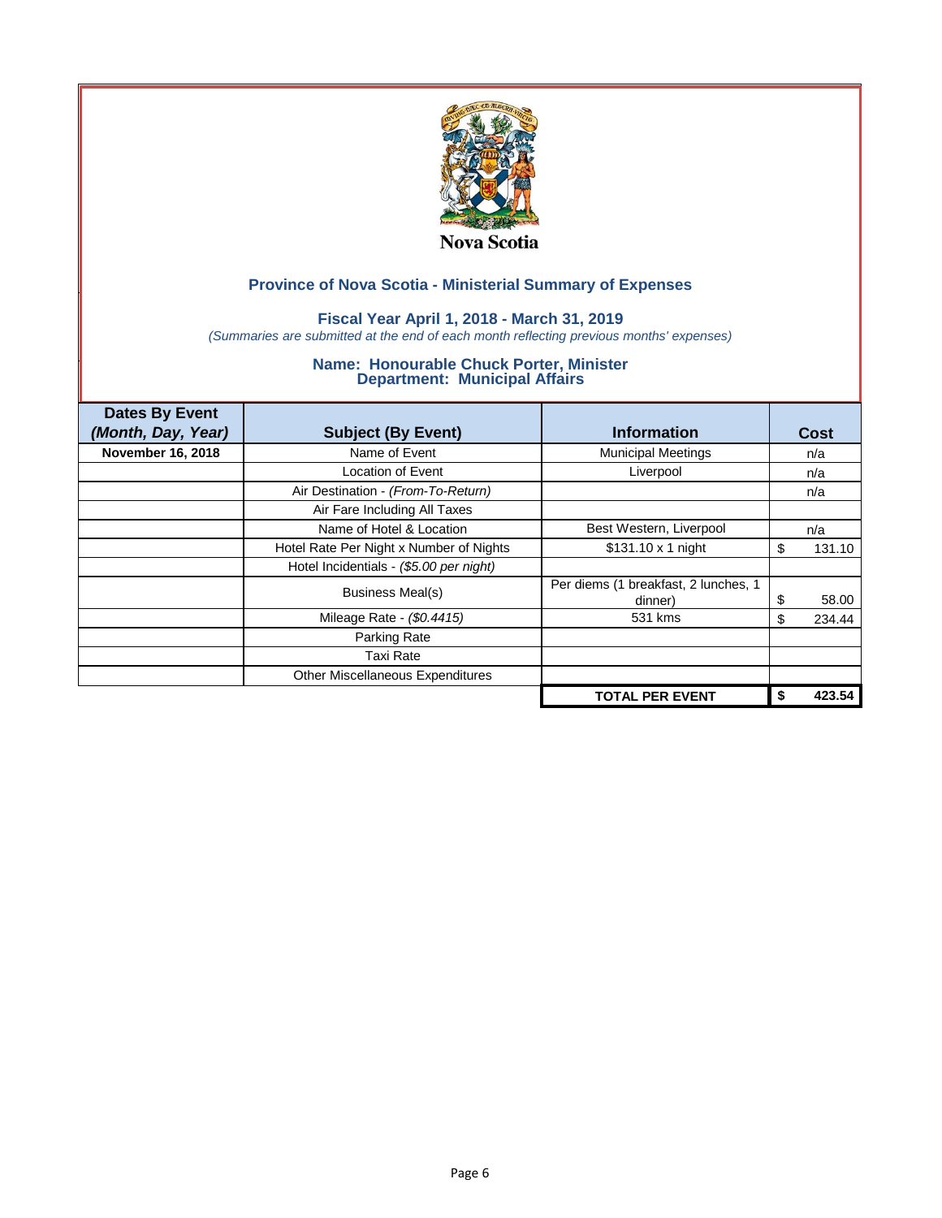Nova Scotia

## Province of Nova Scotia - Ministerial Summary of Expenses

### Fiscal Year April 1, 2018 - March 31, 2019

*(Summaries are submitted at the end of each month reflecting previous months' expenses)*

### Name: Honourable Chuck Porter, Minister
### Department: Municipal Affairs

| Dates By Event *(Month, Day, Year)* | Subject (By Event) | Information | Cost |
|---|---|---|---|
| **November 16, 2018** | Name of Event | Municipal Meetings | n/a |
| | Location of Event | Liverpool | n/a |
| | Air Destination - *(From-To-Return)* | | n/a |
| | Air Fare Including All Taxes | | |
| | Name of Hotel & Location | Best Western, Liverpool | n/a |
| | Hotel Rate Per Night x Number of Nights | $131.10 x 1 night | $ 131.10 |
| | Hotel Incidentials - *($5.00 per night)* | | |
| | Business Meal(s) | Per diems (1 breakfast, 2 lunches, 1 dinner) | $ 58.00 |
| | Mileage Rate - *($0.4415)* | 531 kms | $ 234.44 |
| | Parking Rate | | |
| | Taxi Rate | | |
| | Other Miscellaneous Expenditures | | |
| | | **TOTAL PER EVENT** | **$ 423.54** |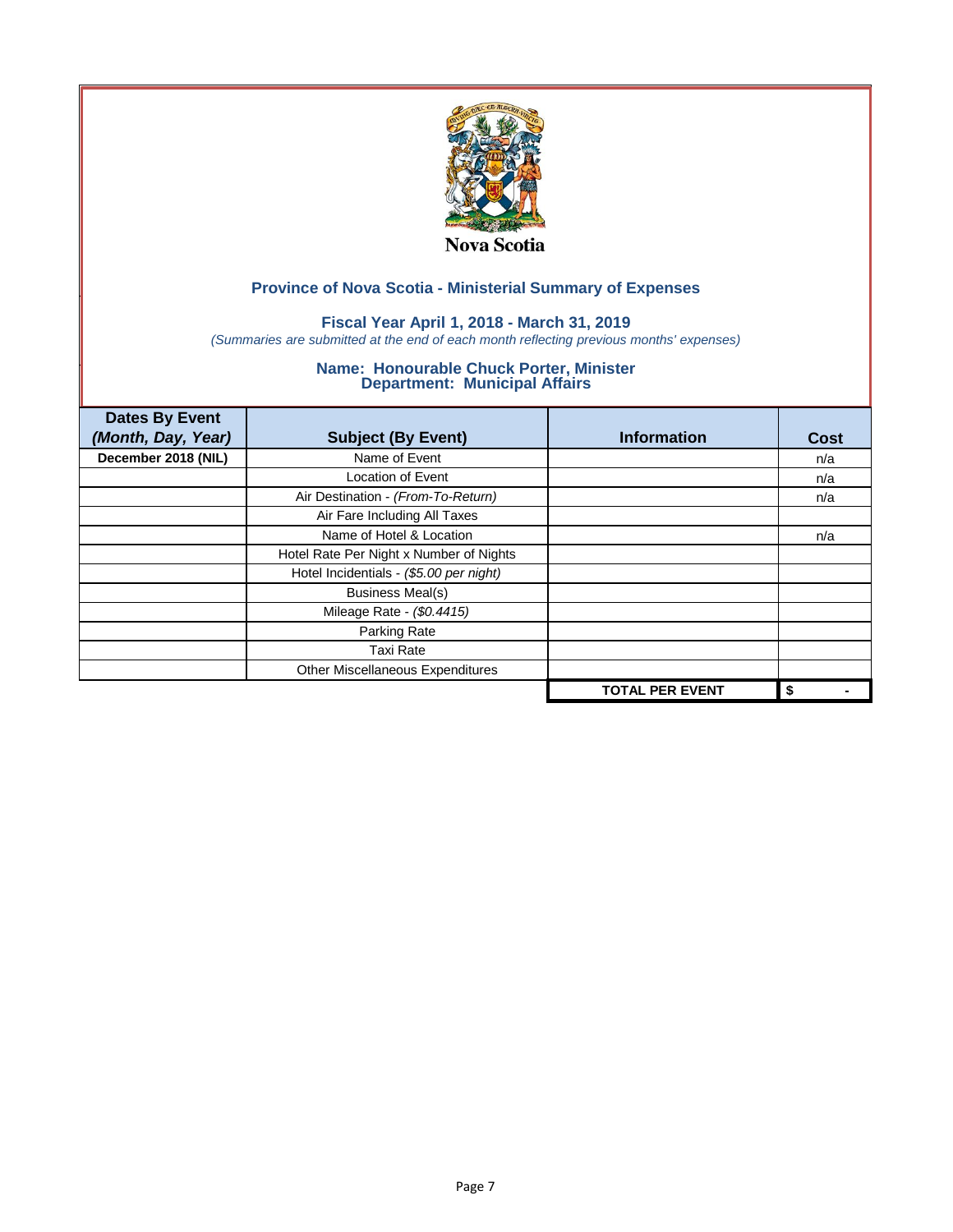Nova Scotia

## Province of Nova Scotia - Ministerial Summary of Expenses

### Fiscal Year April 1, 2018 - March 31, 2019

*(Summaries are submitted at the end of each month reflecting previous months' expenses)*

### Name: Honourable Chuck Porter, Minister
### Department: Municipal Affairs

| Dates By Event *(Month, Day, Year)* | Subject (By Event) | Information | Cost |
|---|---|---|---|
| **December 2018 (NIL)** | Name of Event | | n/a |
| | Location of Event | | n/a |
| | Air Destination - *(From-To-Return)* | | n/a |
| | Air Fare Including All Taxes | | |
| | Name of Hotel & Location | | n/a |
| | Hotel Rate Per Night x Number of Nights | | |
| | Hotel Incidentials - *($5.00 per night)* | | |
| | Business Meal(s) | | |
| | Mileage Rate - *($0.4415)* | | |
| | Parking Rate | | |
| | Taxi Rate | | |
| | Other Miscellaneous Expenditures | | |
| | | **TOTAL PER EVENT** | **$ -** |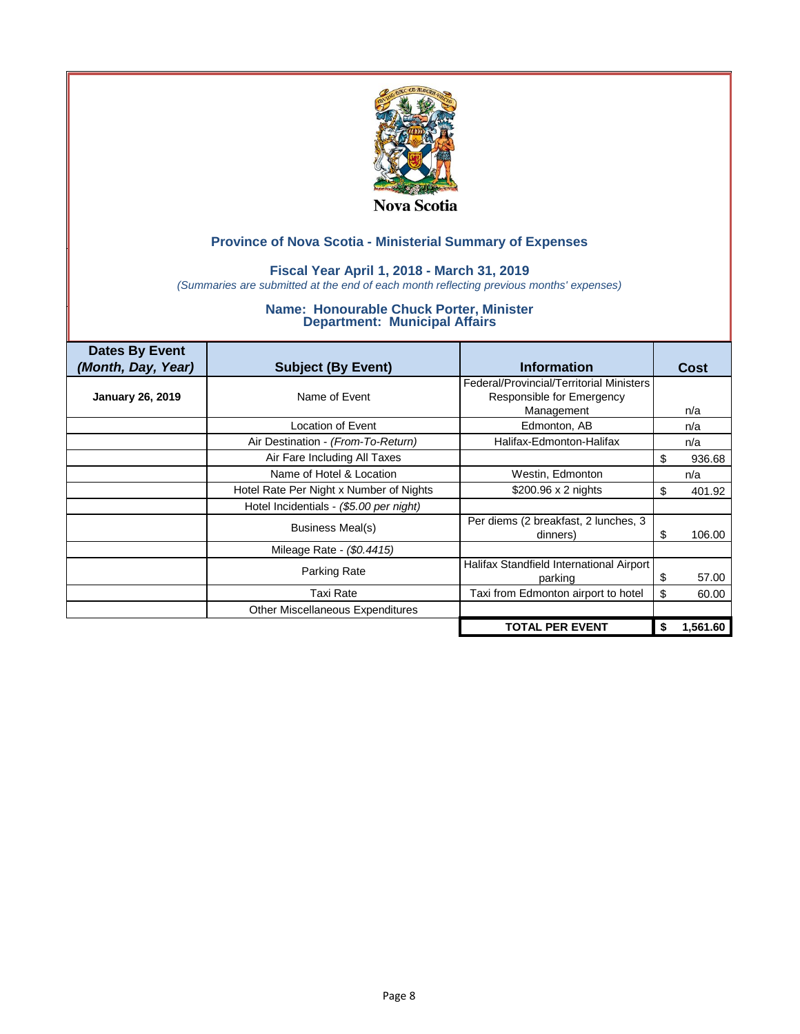Nova Scotia

## Province of Nova Scotia - Ministerial Summary of Expenses

### Fiscal Year April 1, 2018 - March 31, 2019

*(Summaries are submitted at the end of each month reflecting previous months' expenses)*

### Name: Honourable Chuck Porter, Minister
### Department: Municipal Affairs

| Dates By Event *(Month, Day, Year)* | Subject (By Event) | Information | Cost |
|---|---|---|---|
| **January 26, 2019** | Name of Event | Federal/Provincial/Territorial Ministers Responsible for Emergency Management | n/a |
| | Location of Event | Edmonton, AB | n/a |
| | Air Destination - *(From-To-Return)* | Halifax-Edmonton-Halifax | n/a |
| | Air Fare Including All Taxes | | $ 936.68 |
| | Name of Hotel & Location | Westin, Edmonton | n/a |
| | Hotel Rate Per Night x Number of Nights | $200.96 x 2 nights | $ 401.92 |
| | Hotel Incidentials - *($5.00 per night)* | | |
| | Business Meal(s) | Per diems (2 breakfast, 2 lunches, 3 dinners) | $ 106.00 |
| | Mileage Rate - *($0.4415)* | | |
| | Parking Rate | Halifax Standfield International Airport parking | $ 57.00 |
| | Taxi Rate | Taxi from Edmonton airport to hotel | $ 60.00 |
| | Other Miscellaneous Expenditures | | |
| | | **TOTAL PER EVENT** | **$ 1,561.60** |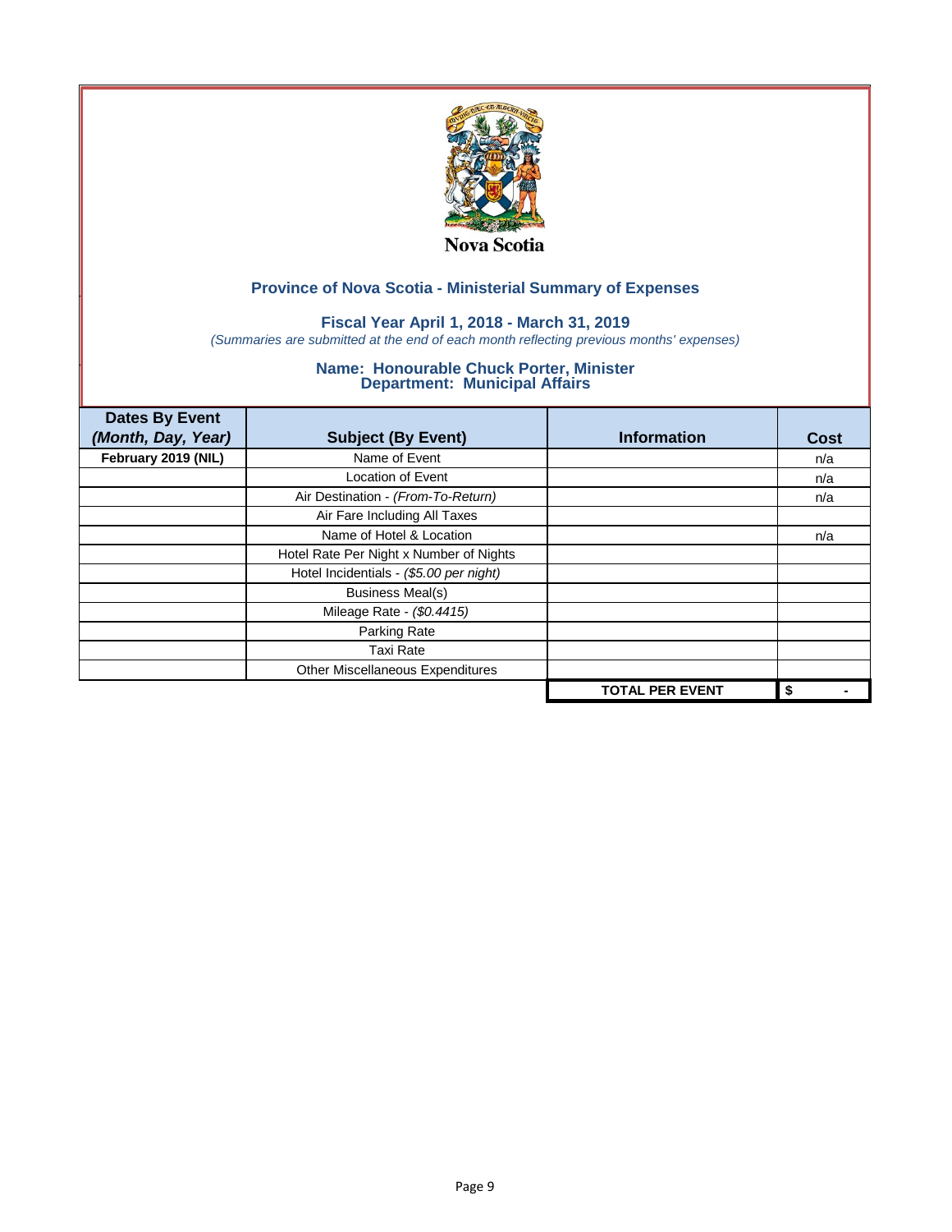Nova Scotia

## Province of Nova Scotia - Ministerial Summary of Expenses

### Fiscal Year April 1, 2018 - March 31, 2019

*(Summaries are submitted at the end of each month reflecting previous months' expenses)*

### Name: Honourable Chuck Porter, Minister
### Department: Municipal Affairs

| Dates By Event *(Month, Day, Year)* | Subject (By Event) | Information | Cost |
|---|---|---|---|
| **February 2019 (NIL)** | Name of Event | | n/a |
| | Location of Event | | n/a |
| | Air Destination - *(From-To-Return)* | | n/a |
| | Air Fare Including All Taxes | | |
| | Name of Hotel & Location | | n/a |
| | Hotel Rate Per Night x Number of Nights | | |
| | Hotel Incidentials - *($5.00 per night)* | | |
| | Business Meal(s) | | |
| | Mileage Rate - *($0.4415)* | | |
| | Parking Rate | | |
| | Taxi Rate | | |
| | Other Miscellaneous Expenditures | | |
| | | **TOTAL PER EVENT** | **$ -** |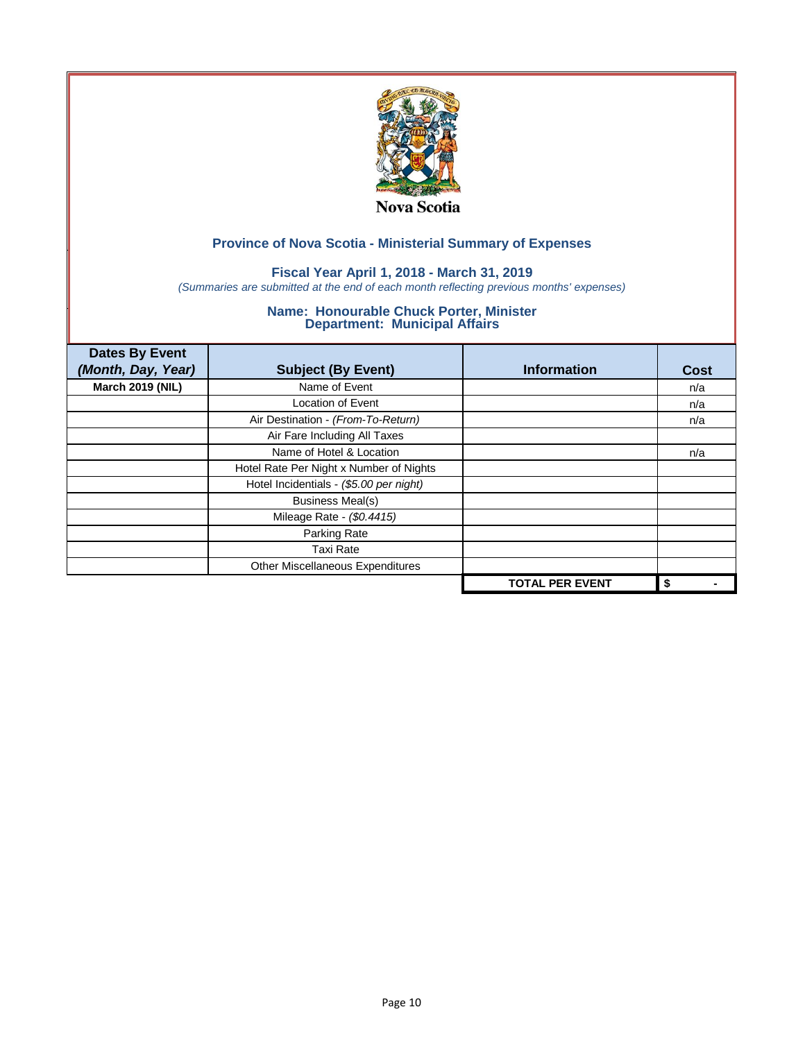Nova Scotia

## Province of Nova Scotia - Ministerial Summary of Expenses

### Fiscal Year April 1, 2018 - March 31, 2019

*(Summaries are submitted at the end of each month reflecting previous months' expenses)*

### Name: Honourable Chuck Porter, Minister
### Department: Municipal Affairs

| Dates By Event *(Month, Day, Year)* | Subject (By Event) | Information | Cost |
|---|---|---|---|
| **March 2019 (NIL)** | Name of Event | | n/a |
| | Location of Event | | n/a |
| | Air Destination - *(From-To-Return)* | | n/a |
| | Air Fare Including All Taxes | | |
| | Name of Hotel & Location | | n/a |
| | Hotel Rate Per Night x Number of Nights | | |
| | Hotel Incidentials - *($5.00 per night)* | | |
| | Business Meal(s) | | |
| | Mileage Rate - *($0.4415)* | | |
| | Parking Rate | | |
| | Taxi Rate | | |
| | Other Miscellaneous Expenditures | | |
| | | **TOTAL PER EVENT** | **$ -** |